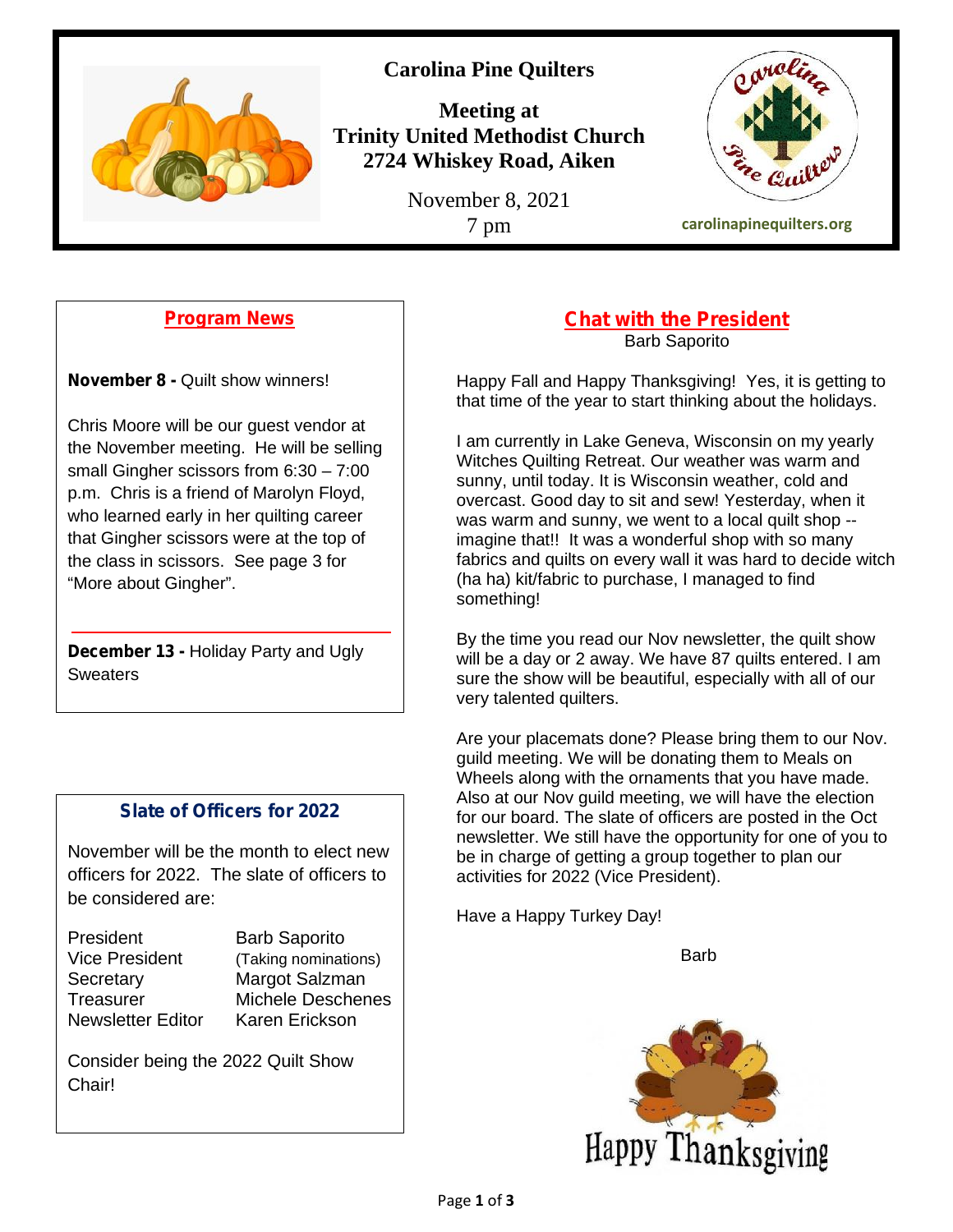# Carolina Pine Quilters

**Meeting at**
**Trinity United Methodist Church**
**2724 Whiskey Road, Aiken**

November 8, 2021
7 pm

carolinapinequilters.org

## Program News

**November 8 -** Quilt show winners!

Chris Moore will be our guest vendor at the November meeting. He will be selling small Gingher scissors from 6:30 – 7:00 p.m. Chris is a friend of Marolyn Floyd, who learned early in her quilting career that Gingher scissors were at the top of the class in scissors. See page 3 for "More about Gingher".

**December 13 -** Holiday Party and Ugly Sweaters

## Slate of Officers for 2022

November will be the month to elect new officers for 2022. The slate of officers to be considered are:

| | |
|---|---|
| President | Barb Saporito |
| Vice President | (Taking nominations) |
| Secretary | Margot Salzman |
| Treasurer | Michele Deschenes |
| Newsletter Editor | Karen Erickson |

Consider being the 2022 Quilt Show Chair!

## Chat with the President

Barb Saporito

Happy Fall and Happy Thanksgiving! Yes, it is getting to that time of the year to start thinking about the holidays.

I am currently in Lake Geneva, Wisconsin on my yearly Witches Quilting Retreat. Our weather was warm and sunny, until today. It is Wisconsin weather, cold and overcast. Good day to sit and sew! Yesterday, when it was warm and sunny, we went to a local quilt shop -- imagine that!! It was a wonderful shop with so many fabrics and quilts on every wall it was hard to decide witch (ha ha) kit/fabric to purchase, I managed to find something!

By the time you read our Nov newsletter, the quilt show will be a day or 2 away. We have 87 quilts entered. I am sure the show will be beautiful, especially with all of our very talented quilters.

Are your placemats done? Please bring them to our Nov. guild meeting. We will be donating them to Meals on Wheels along with the ornaments that you have made. Also at our Nov guild meeting, we will have the election for our board. The slate of officers are posted in the Oct newsletter. We still have the opportunity for one of you to be in charge of getting a group together to plan our activities for 2022 (Vice President).

Have a Happy Turkey Day!

Barb

Happy Thanksgiving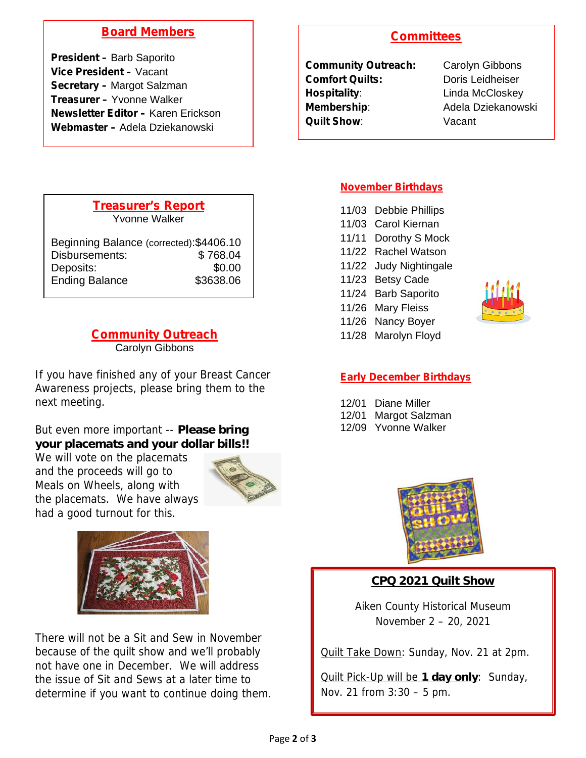## Board Members

**President –** Barb Saporito
**Vice President –** Vacant
**Secretary –** Margot Salzman
**Treasurer –** Yvonne Walker
**Newsletter Editor –** Karen Erickson
**Webmaster –** Adela Dziekanowski

## Committees

| | |
|---|---|
| **Community Outreach:** | Carolyn Gibbons |
| **Comfort Quilts:** | Doris Leidheiser |
| **Hospitality**: | Linda McCloskey |
| **Membership**: | Adela Dziekanowski |
| **Quilt Show**: | Vacant |

## Treasurer's Report

Yvonne Walker

| | |
|---|---|
| Beginning Balance (corrected): | $4406.10 |
| Disbursements: | $ 768.04 |
| Deposits: | $0.00 |
| Ending Balance | $3638.06 |

## Community Outreach

Carolyn Gibbons

If you have finished any of your Breast Cancer Awareness projects, please bring them to the next meeting.

But even more important -- **Please bring your placemats and your dollar bills!!** We will vote on the placemats and the proceeds will go to Meals on Wheels, along with the placemats. We have always had a good turnout for this.

There will not be a Sit and Sew in November because of the quilt show and we'll probably not have one in December. We will address the issue of Sit and Sews at a later time to determine if you want to continue doing them.

## November Birthdays

11/03 Debbie Phillips
11/03 Carol Kiernan
11/11 Dorothy S Mock
11/22 Rachel Watson
11/22 Judy Nightingale
11/23 Betsy Cade
11/24 Barb Saporito
11/26 Mary Fleiss
11/26 Nancy Boyer
11/28 Marolyn Floyd

## Early December Birthdays

12/01 Diane Miller
12/01 Margot Salzman
12/09 Yvonne Walker

## CPQ 2021 Quilt Show

Aiken County Historical Museum
November 2 – 20, 2021

Quilt Take Down: Sunday, Nov. 21 at 2pm.

Quilt Pick-Up will be **1 day only**: Sunday, Nov. 21 from 3:30 – 5 pm.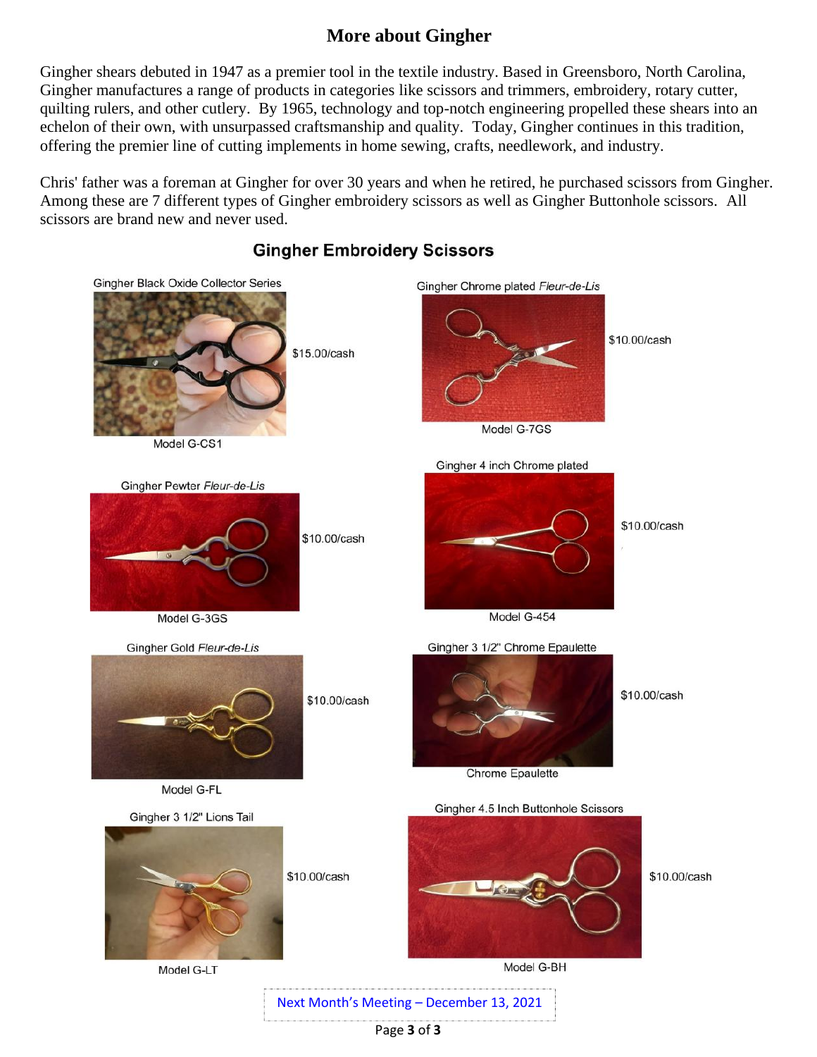# More about Gingher

Gingher shears debuted in 1947 as a premier tool in the textile industry. Based in Greensboro, North Carolina, Gingher manufactures a range of products in categories like scissors and trimmers, embroidery, rotary cutter, quilting rulers, and other cutlery. By 1965, technology and top-notch engineering propelled these shears into an echelon of their own, with unsurpassed craftsmanship and quality. Today, Gingher continues in this tradition, offering the premier line of cutting implements in home sewing, crafts, needlework, and industry.

Chris' father was a foreman at Gingher for over 30 years and when he retired, he purchased scissors from Gingher. Among these are 7 different types of Gingher embroidery scissors as well as Gingher Buttonhole scissors. All scissors are brand new and never used.

## Gingher Embroidery Scissors

Gingher Black Oxide Collector Series

$15.00/cash

Model G-CS1

Gingher Chrome plated *Fleur-de-Lis*

$10.00/cash

Model G-7GS

Gingher Pewter *Fleur-de-Lis*

$10.00/cash

Model G-3GS

Gingher 4 inch Chrome plated

$10.00/cash

Model G-454

Gingher Gold *Fleur-de-Lis*

$10.00/cash

Model G-FL

Gingher 3 1/2" Chrome Epaulette

$10.00/cash

Chrome Epaulette

Gingher 3 1/2" Lions Tail

$10.00/cash

Model G-LT

Gingher 4.5 Inch Buttonhole Scissors

$10.00/cash

Model G-BH

Next Month's Meeting – December 13, 2021